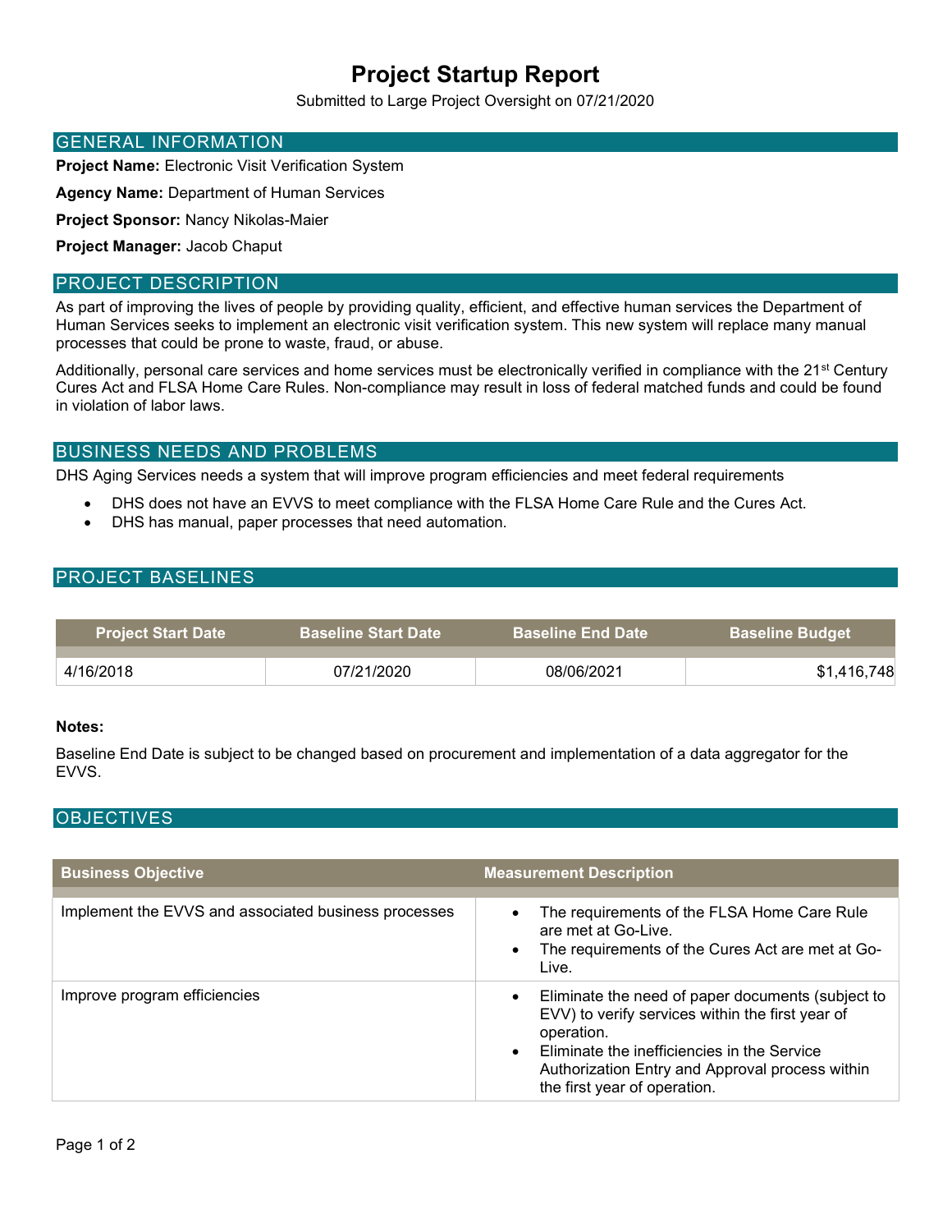# Project Startup Report

Submitted to Large Project Oversight on 07/21/2020

## GENERAL INFORMATION

**Project Name:** Electronic Visit Verification System

**Agency Name:** Department of Human Services

**Project Sponsor:** Nancy Nikolas-Maier

**Project Manager:** Jacob Chaput

## PROJECT DESCRIPTION

As part of improving the lives of people by providing quality, efficient, and effective human services the Department of Human Services seeks to implement an electronic visit verification system. This new system will replace many manual processes that could be prone to waste, fraud, or abuse.

Additionally, personal care services and home services must be electronically verified in compliance with the 21st Century Cures Act and FLSA Home Care Rules. Non-compliance may result in loss of federal matched funds and could be found in violation of labor laws.

## BUSINESS NEEDS AND PROBLEMS

DHS Aging Services needs a system that will improve program efficiencies and meet federal requirements

- DHS does not have an EVVS to meet compliance with the FLSA Home Care Rule and the Cures Act.
- DHS has manual, paper processes that need automation.

## PROJECT BASELINES

| Project Start Date | Baseline Start Date | Baseline End Date | Baseline Budget |
|---|---|---|---|
| 4/16/2018 | 07/21/2020 | 08/06/2021 | $1,416,748 |

**Notes:**

Baseline End Date is subject to be changed based on procurement and implementation of a data aggregator for the EVVS.

## OBJECTIVES

| Business Objective | Measurement Description |
|---|---|
| Implement the EVVS and associated business processes | • The requirements of the FLSA Home Care Rule are met at Go-Live.<br>• The requirements of the Cures Act are met at Go-Live. |
| Improve program efficiencies | • Eliminate the need of paper documents (subject to EVV) to verify services within the first year of operation.<br>• Eliminate the inefficiencies in the Service Authorization Entry and Approval process within the first year of operation. |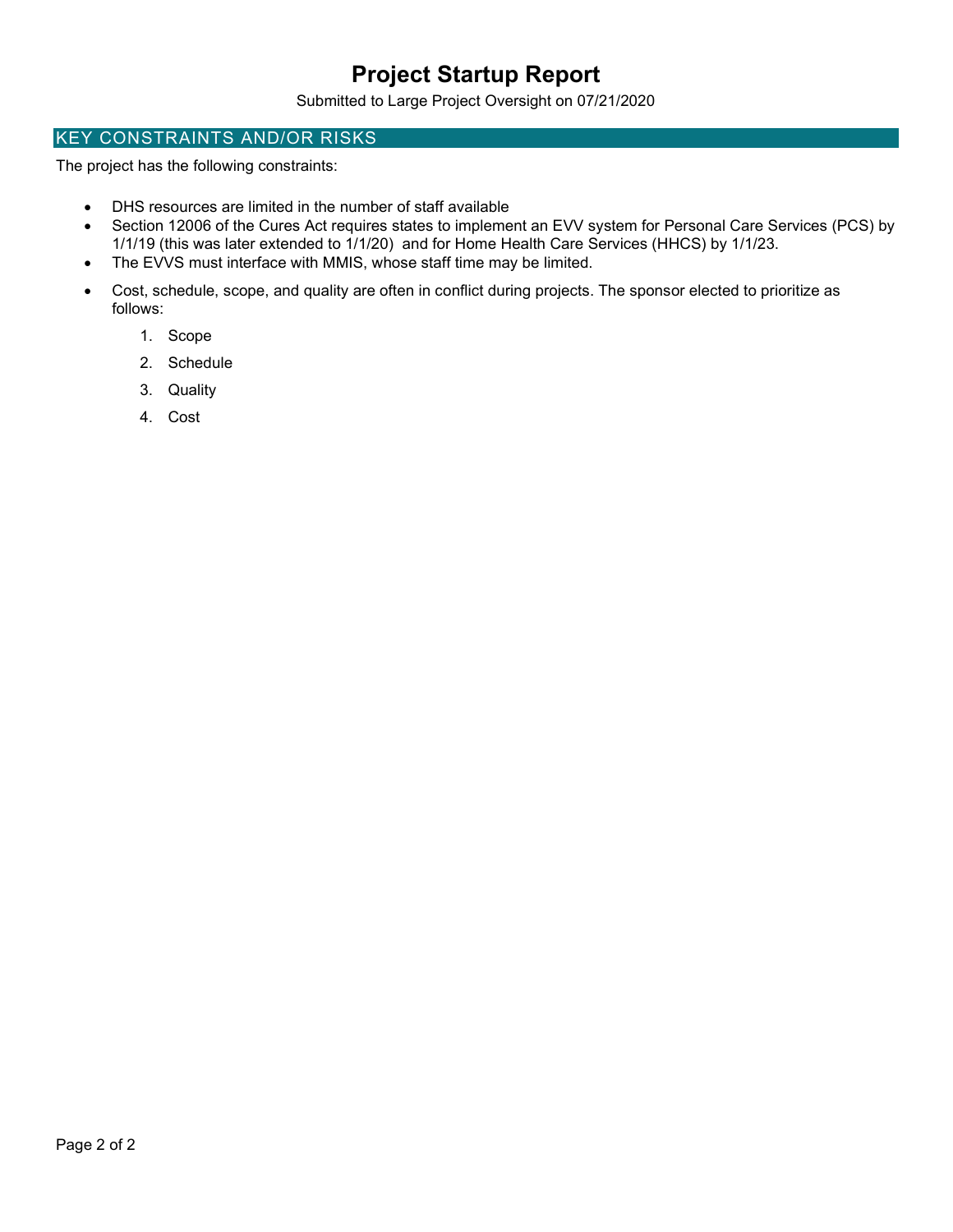# Project Startup Report

Submitted to Large Project Oversight on 07/21/2020

## KEY CONSTRAINTS AND/OR RISKS

The project has the following constraints:

- DHS resources are limited in the number of staff available
- Section 12006 of the Cures Act requires states to implement an EVV system for Personal Care Services (PCS) by 1/1/19 (this was later extended to 1/1/20) and for Home Health Care Services (HHCS) by 1/1/23.
- The EVVS must interface with MMIS, whose staff time may be limited.
- Cost, schedule, scope, and quality are often in conflict during projects. The sponsor elected to prioritize as follows:
    1. Scope
    2. Schedule
    3. Quality
    4. Cost